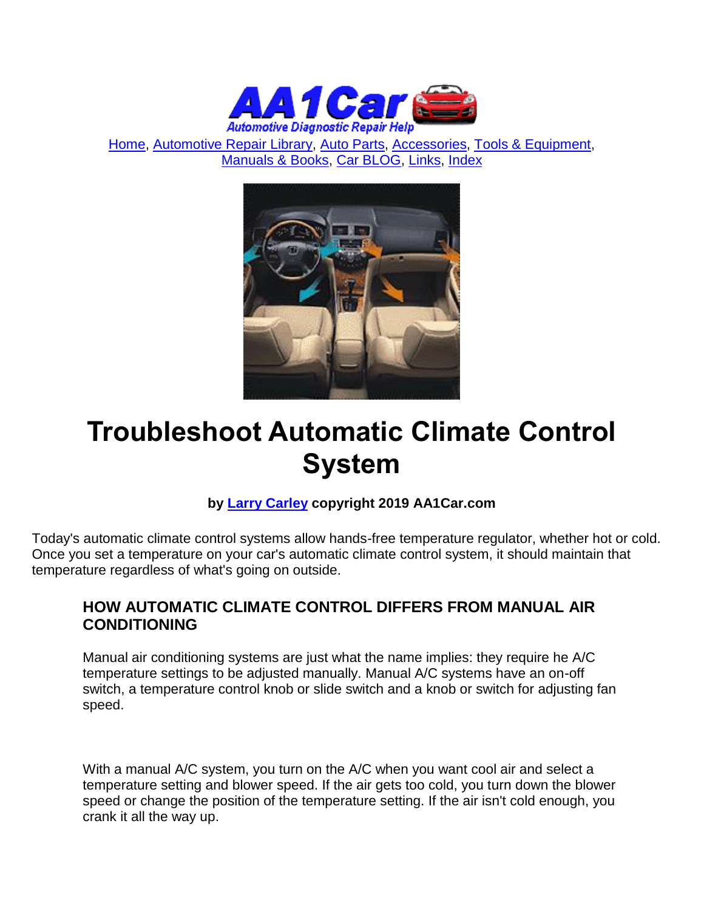Home, Automotive Repair Library, Auto Parts, Accessories, Tools & Equipment, Manuals & Books, Car BLOG, Links, Index

# Troubleshoot Automatic Climate Control System

**by Larry Carley copyright 2019 AA1Car.com**

Today's automatic climate control systems allow hands-free temperature regulator, whether hot or cold. Once you set a temperature on your car's automatic climate control system, it should maintain that temperature regardless of what's going on outside.

### HOW AUTOMATIC CLIMATE CONTROL DIFFERS FROM MANUAL AIR CONDITIONING

Manual air conditioning systems are just what the name implies: they require he A/C temperature settings to be adjusted manually. Manual A/C systems have an on-off switch, a temperature control knob or slide switch and a knob or switch for adjusting fan speed.

With a manual A/C system, you turn on the A/C when you want cool air and select a temperature setting and blower speed. If the air gets too cold, you turn down the blower speed or change the position of the temperature setting. If the air isn't cold enough, you crank it all the way up.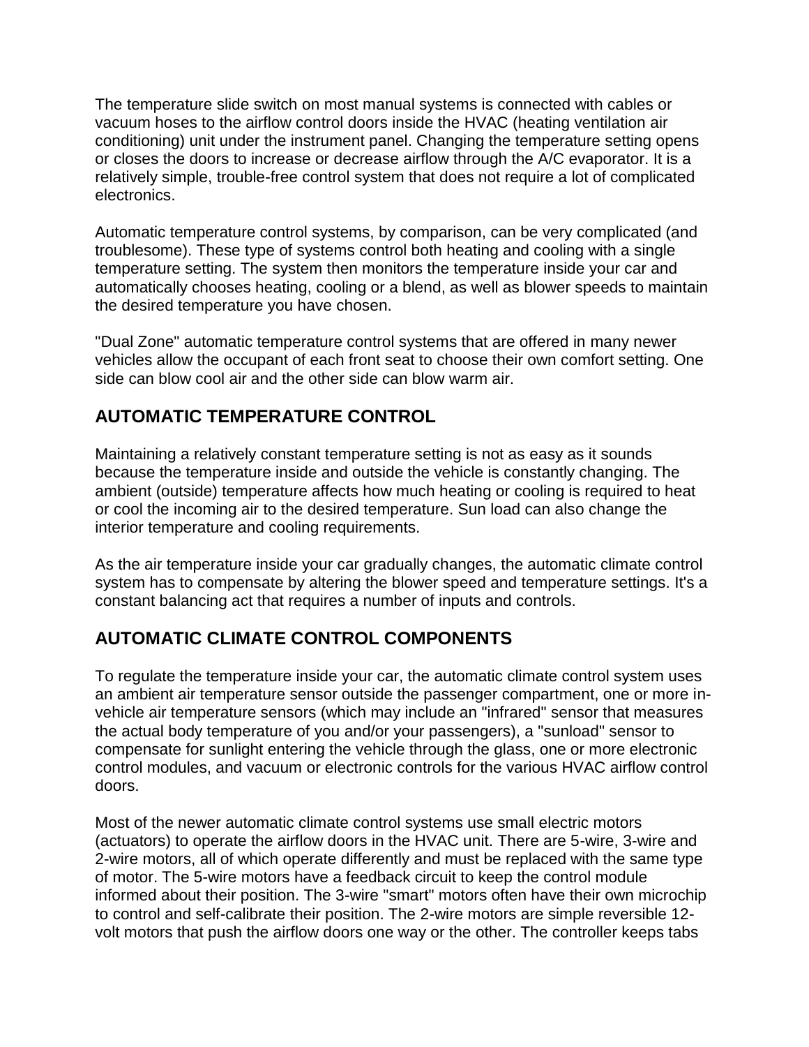The temperature slide switch on most manual systems is connected with cables or vacuum hoses to the airflow control doors inside the HVAC (heating ventilation air conditioning) unit under the instrument panel. Changing the temperature setting opens or closes the doors to increase or decrease airflow through the A/C evaporator. It is a relatively simple, trouble-free control system that does not require a lot of complicated electronics.

Automatic temperature control systems, by comparison, can be very complicated (and troublesome). These type of systems control both heating and cooling with a single temperature setting. The system then monitors the temperature inside your car and automatically chooses heating, cooling or a blend, as well as blower speeds to maintain the desired temperature you have chosen.

"Dual Zone" automatic temperature control systems that are offered in many newer vehicles allow the occupant of each front seat to choose their own comfort setting. One side can blow cool air and the other side can blow warm air.

## AUTOMATIC TEMPERATURE CONTROL

Maintaining a relatively constant temperature setting is not as easy as it sounds because the temperature inside and outside the vehicle is constantly changing. The ambient (outside) temperature affects how much heating or cooling is required to heat or cool the incoming air to the desired temperature. Sun load can also change the interior temperature and cooling requirements.

As the air temperature inside your car gradually changes, the automatic climate control system has to compensate by altering the blower speed and temperature settings. It's a constant balancing act that requires a number of inputs and controls.

## AUTOMATIC CLIMATE CONTROL COMPONENTS

To regulate the temperature inside your car, the automatic climate control system uses an ambient air temperature sensor outside the passenger compartment, one or more in-vehicle air temperature sensors (which may include an "infrared" sensor that measures the actual body temperature of you and/or your passengers), a "sunload" sensor to compensate for sunlight entering the vehicle through the glass, one or more electronic control modules, and vacuum or electronic controls for the various HVAC airflow control doors.

Most of the newer automatic climate control systems use small electric motors (actuators) to operate the airflow doors in the HVAC unit. There are 5-wire, 3-wire and 2-wire motors, all of which operate differently and must be replaced with the same type of motor. The 5-wire motors have a feedback circuit to keep the control module informed about their position. The 3-wire "smart" motors often have their own microchip to control and self-calibrate their position. The 2-wire motors are simple reversible 12-volt motors that push the airflow doors one way or the other. The controller keeps tabs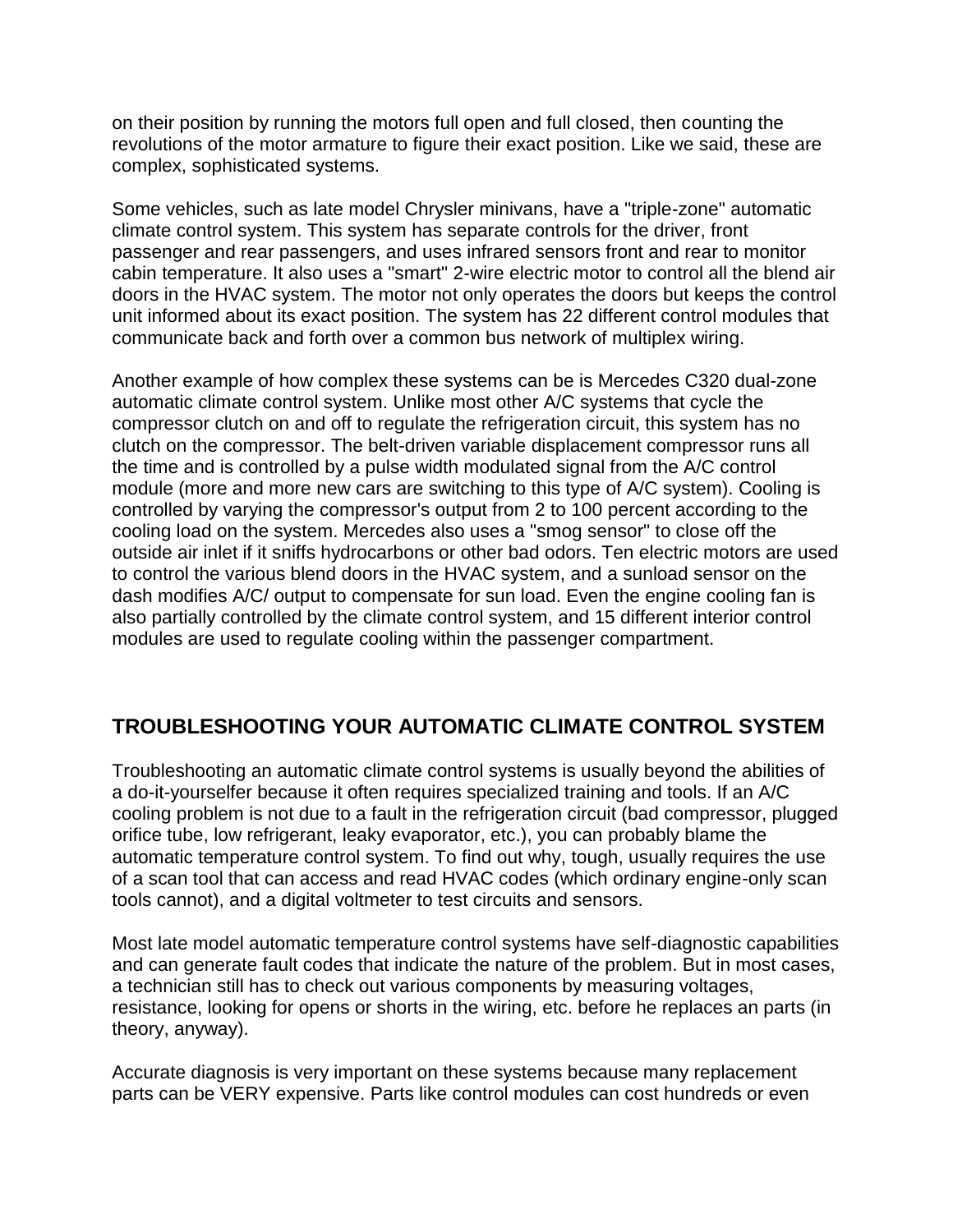on their position by running the motors full open and full closed, then counting the revolutions of the motor armature to figure their exact position. Like we said, these are complex, sophisticated systems.

Some vehicles, such as late model Chrysler minivans, have a "triple-zone" automatic climate control system. This system has separate controls for the driver, front passenger and rear passengers, and uses infrared sensors front and rear to monitor cabin temperature. It also uses a "smart" 2-wire electric motor to control all the blend air doors in the HVAC system. The motor not only operates the doors but keeps the control unit informed about its exact position. The system has 22 different control modules that communicate back and forth over a common bus network of multiplex wiring.

Another example of how complex these systems can be is Mercedes C320 dual-zone automatic climate control system. Unlike most other A/C systems that cycle the compressor clutch on and off to regulate the refrigeration circuit, this system has no clutch on the compressor. The belt-driven variable displacement compressor runs all the time and is controlled by a pulse width modulated signal from the A/C control module (more and more new cars are switching to this type of A/C system). Cooling is controlled by varying the compressor's output from 2 to 100 percent according to the cooling load on the system. Mercedes also uses a "smog sensor" to close off the outside air inlet if it sniffs hydrocarbons or other bad odors. Ten electric motors are used to control the various blend doors in the HVAC system, and a sunload sensor on the dash modifies A/C/ output to compensate for sun load. Even the engine cooling fan is also partially controlled by the climate control system, and 15 different interior control modules are used to regulate cooling within the passenger compartment.

## TROUBLESHOOTING YOUR AUTOMATIC CLIMATE CONTROL SYSTEM

Troubleshooting an automatic climate control systems is usually beyond the abilities of a do-it-yourselfer because it often requires specialized training and tools. If an A/C cooling problem is not due to a fault in the refrigeration circuit (bad compressor, plugged orifice tube, low refrigerant, leaky evaporator, etc.), you can probably blame the automatic temperature control system. To find out why, tough, usually requires the use of a scan tool that can access and read HVAC codes (which ordinary engine-only scan tools cannot), and a digital voltmeter to test circuits and sensors.

Most late model automatic temperature control systems have self-diagnostic capabilities and can generate fault codes that indicate the nature of the problem. But in most cases, a technician still has to check out various components by measuring voltages, resistance, looking for opens or shorts in the wiring, etc. before he replaces an parts (in theory, anyway).

Accurate diagnosis is very important on these systems because many replacement parts can be VERY expensive. Parts like control modules can cost hundreds or even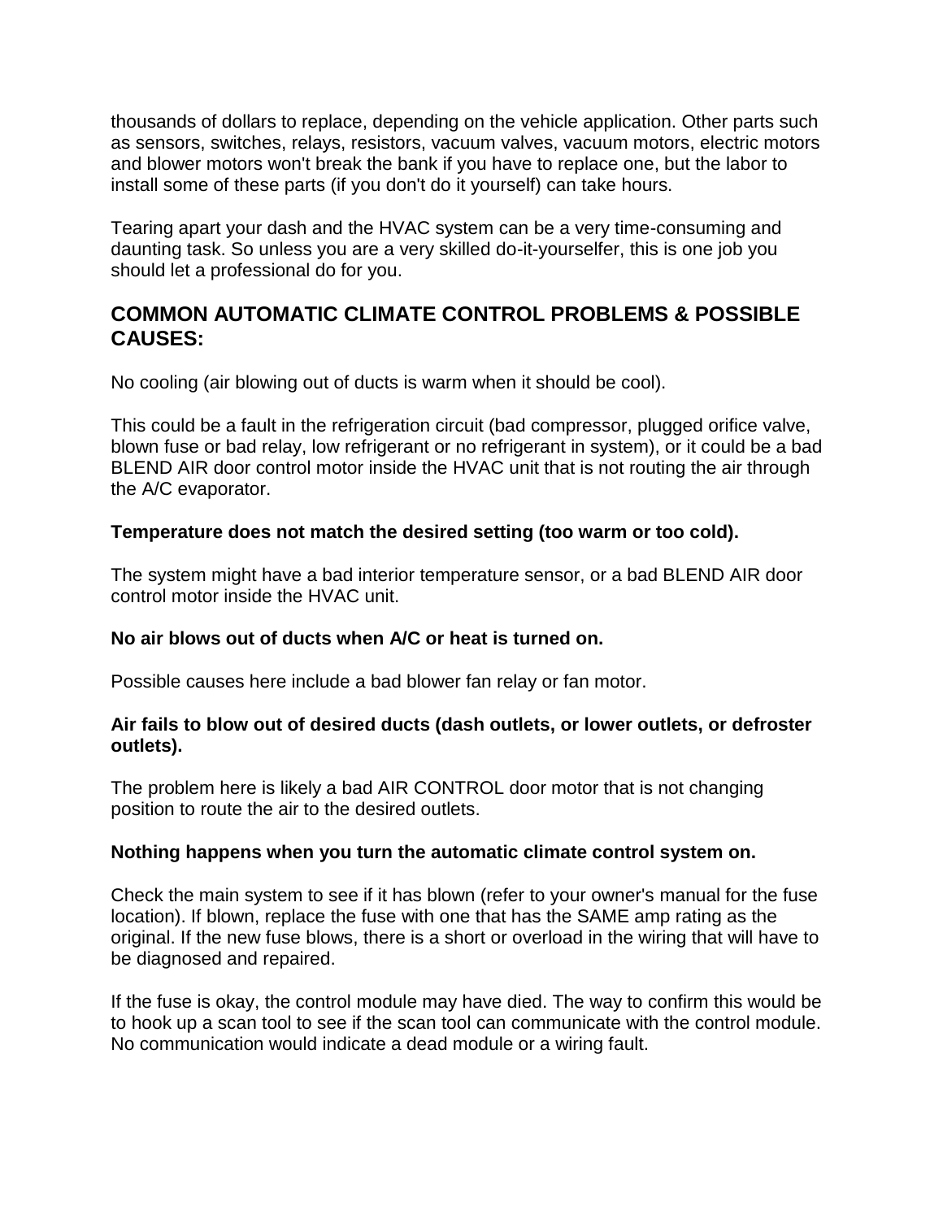thousands of dollars to replace, depending on the vehicle application. Other parts such as sensors, switches, relays, resistors, vacuum valves, vacuum motors, electric motors and blower motors won't break the bank if you have to replace one, but the labor to install some of these parts (if you don't do it yourself) can take hours.

Tearing apart your dash and the HVAC system can be a very time-consuming and daunting task. So unless you are a very skilled do-it-yourselfer, this is one job you should let a professional do for you.

## COMMON AUTOMATIC CLIMATE CONTROL PROBLEMS & POSSIBLE CAUSES:

No cooling (air blowing out of ducts is warm when it should be cool).

This could be a fault in the refrigeration circuit (bad compressor, plugged orifice valve, blown fuse or bad relay, low refrigerant or no refrigerant in system), or it could be a bad BLEND AIR door control motor inside the HVAC unit that is not routing the air through the A/C evaporator.

**Temperature does not match the desired setting (too warm or too cold).**

The system might have a bad interior temperature sensor, or a bad BLEND AIR door control motor inside the HVAC unit.

**No air blows out of ducts when A/C or heat is turned on.**

Possible causes here include a bad blower fan relay or fan motor.

**Air fails to blow out of desired ducts (dash outlets, or lower outlets, or defroster outlets).**

The problem here is likely a bad AIR CONTROL door motor that is not changing position to route the air to the desired outlets.

**Nothing happens when you turn the automatic climate control system on.**

Check the main system to see if it has blown (refer to your owner's manual for the fuse location). If blown, replace the fuse with one that has the SAME amp rating as the original. If the new fuse blows, there is a short or overload in the wiring that will have to be diagnosed and repaired.

If the fuse is okay, the control module may have died. The way to confirm this would be to hook up a scan tool to see if the scan tool can communicate with the control module. No communication would indicate a dead module or a wiring fault.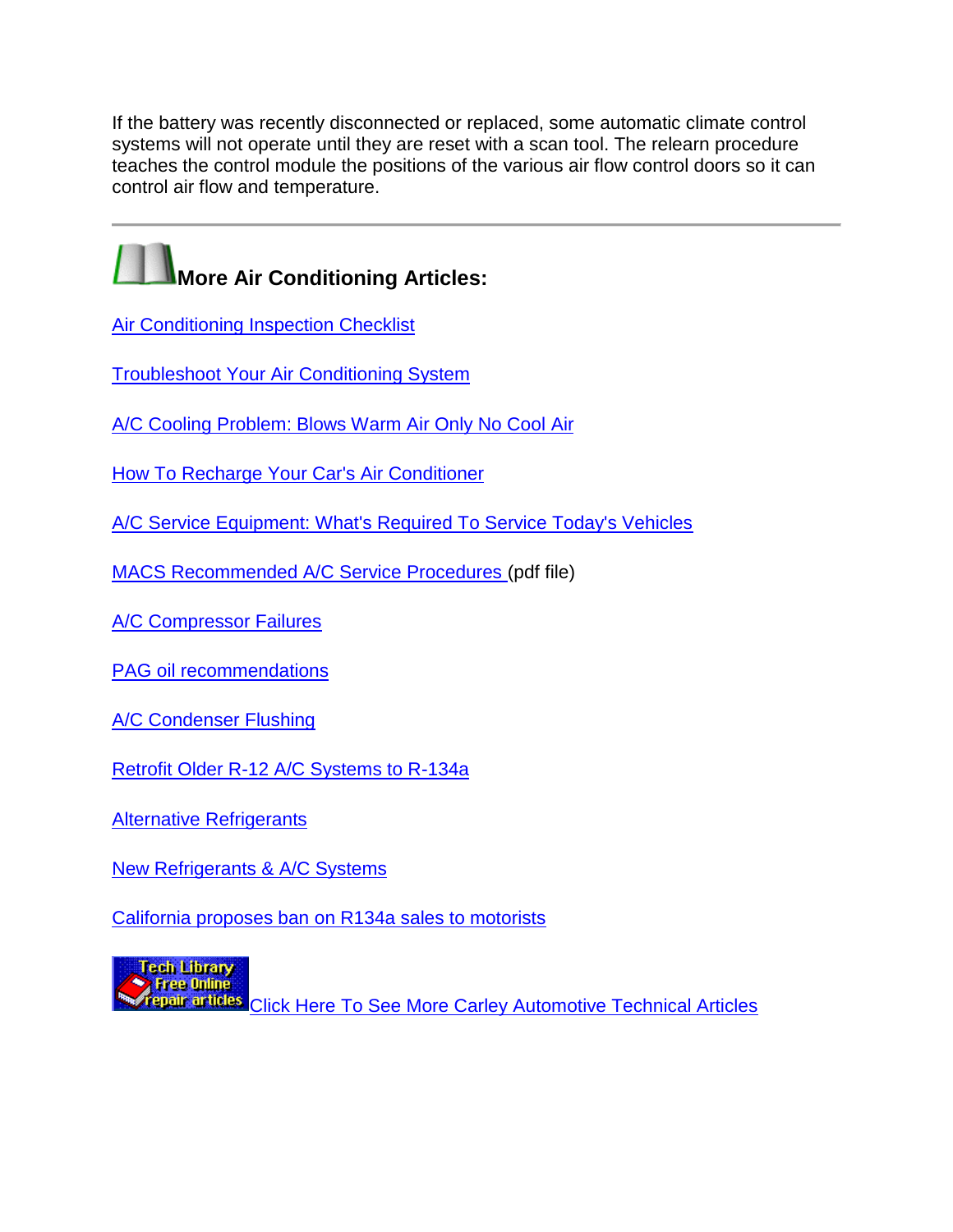If the battery was recently disconnected or replaced, some automatic climate control systems will not operate until they are reset with a scan tool. The relearn procedure teaches the control module the positions of the various air flow control doors so it can control air flow and temperature.

---

## More Air Conditioning Articles:

Air Conditioning Inspection Checklist

Troubleshoot Your Air Conditioning System

A/C Cooling Problem: Blows Warm Air Only No Cool Air

How To Recharge Your Car's Air Conditioner

A/C Service Equipment: What's Required To Service Today's Vehicles

MACS Recommended A/C Service Procedures (pdf file)

A/C Compressor Failures

PAG oil recommendations

A/C Condenser Flushing

Retrofit Older R-12 A/C Systems to R-134a

Alternative Refrigerants

New Refrigerants & A/C Systems

California proposes ban on R134a sales to motorists

Tech Library Free Online repair articles Click Here To See More Carley Automotive Technical Articles